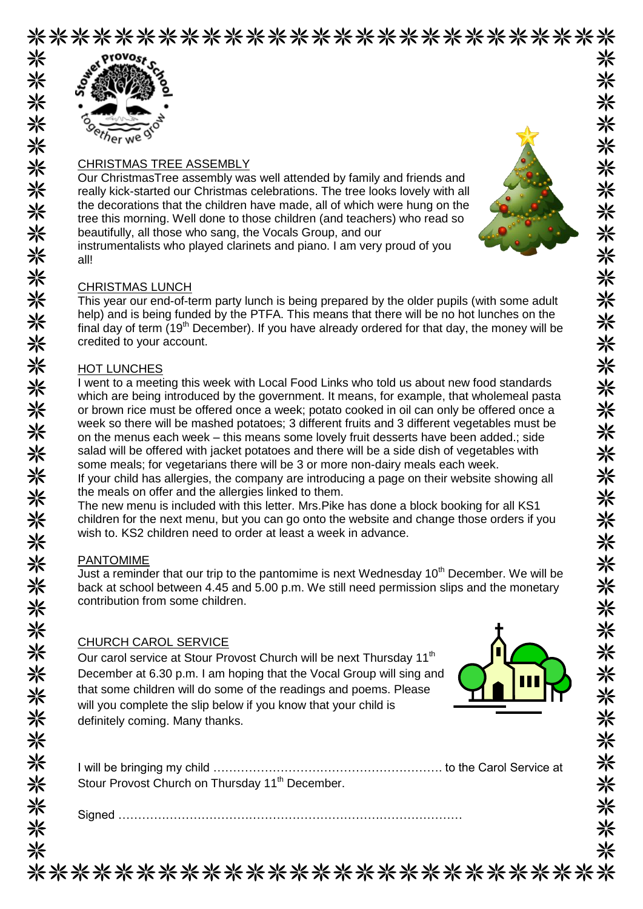## CHRISTMAS TREE ASSEMBLY

Our ChristmasTree assembly was well attended by family and friends and really kick-started our Christmas celebrations. The tree looks lovely with all the decorations that the children have made, all of which were hung on the tree this morning. Well done to those children (and teachers) who read so beautifully, all those who sang, the Vocals Group, and our instrumentalists who played clarinets and piano. I am very proud of you all!

## CHRISTMAS LUNCH

This year our end-of-term party lunch is being prepared by the older pupils (with some adult help) and is being funded by the PTFA. This means that there will be no hot lunches on the final day of term (19th December). If you have already ordered for that day, the money will be credited to your account.

## HOT LUNCHES

I went to a meeting this week with Local Food Links who told us about new food standards which are being introduced by the government. It means, for example, that wholemeal pasta or brown rice must be offered once a week; potato cooked in oil can only be offered once a week so there will be mashed potatoes; 3 different fruits and 3 different vegetables must be on the menus each week – this means some lovely fruit desserts have been added.; side salad will be offered with jacket potatoes and there will be a side dish of vegetables with some meals; for vegetarians there will be 3 or more non-dairy meals each week.

If your child has allergies, the company are introducing a page on their website showing all the meals on offer and the allergies linked to them.

The new menu is included with this letter. Mrs.Pike has done a block booking for all KS1 children for the next menu, but you can go onto the website and change those orders if you wish to. KS2 children need to order at least a week in advance.

## PANTOMIME

Just a reminder that our trip to the pantomime is next Wednesday 10th December. We will be back at school between 4.45 and 5.00 p.m. We still need permission slips and the monetary contribution from some children.

## CHURCH CAROL SERVICE

Our carol service at Stour Provost Church will be next Thursday 11th December at 6.30 p.m. I am hoping that the Vocal Group will sing and that some children will do some of the readings and poems. Please will you complete the slip below if you know that your child is definitely coming. Many thanks.

I will be bringing my child ………………………………………………… to the Carol Service at Stour Provost Church on Thursday 11th December.

Signed ……………………………………………………………………………